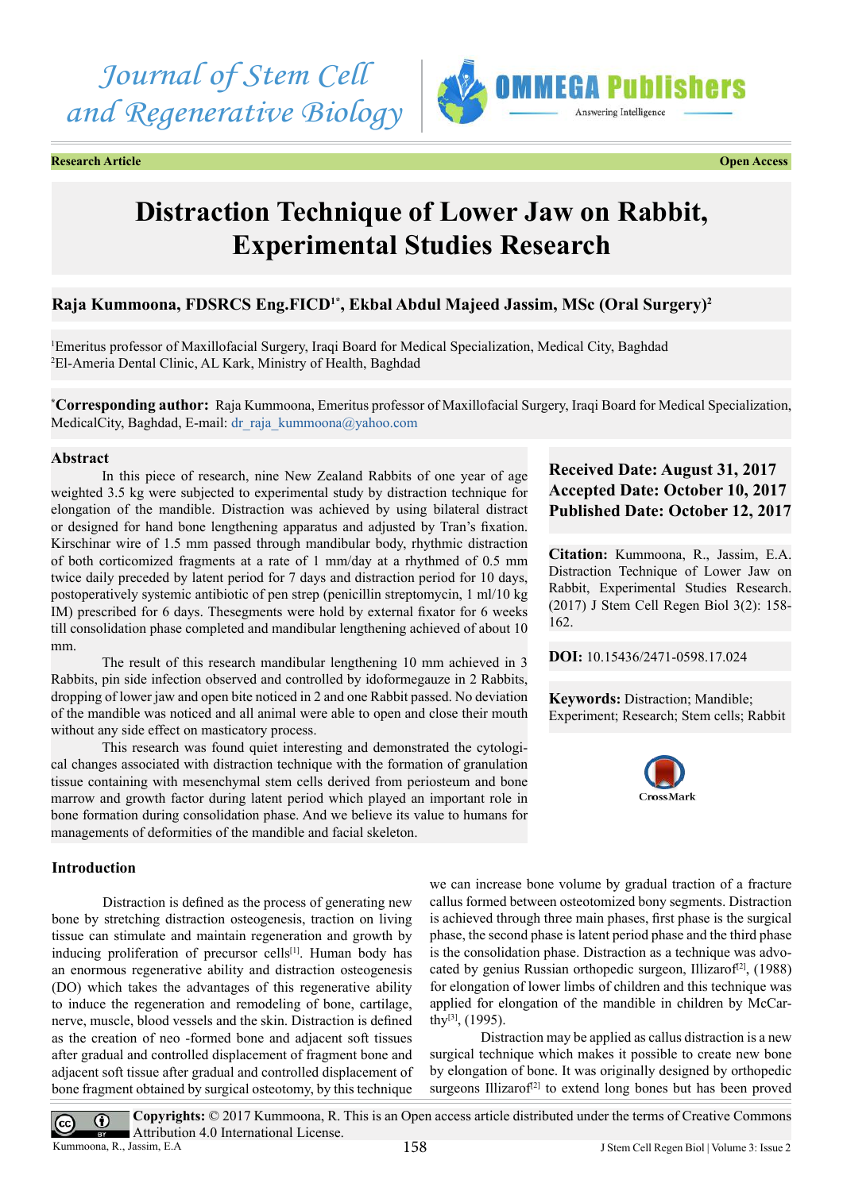Journal of Stem Cell and Regenerative Biology

Research Article | Open Access

# Distraction Technique of Lower Jaw on Rabbit, Experimental Studies Research

**Raja Kummoona, FDSRCS Eng.FICD[1*], Ekbal Abdul Majeed Jassim, MSc (Oral Surgery)[2]**

[1]Emeritus professor of Maxillofacial Surgery, Iraqi Board for Medical Specialization, Medical City, Baghdad
[2]El-Ameria Dental Clinic, AL Kark, Ministry of Health, Baghdad

[*]**Corresponding author:** Raja Kummoona, Emeritus professor of Maxillofacial Surgery, Iraqi Board for Medical Specialization, MedicalCity, Baghdad, E-mail: dr_raja_kummoona@yahoo.com

**Received Date: August 31, 2017**
**Accepted Date: October 10, 2017**
**Published Date: October 12, 2017**

**Citation:** Kummoona, R., Jassim, E.A. Distraction Technique of Lower Jaw on Rabbit, Experimental Studies Research. (2017) J Stem Cell Regen Biol 3(2): 158-162.

**DOI:** 10.15436/2471-0598.17.024

**Keywords:** Distraction; Mandible; Experiment; Research; Stem cells; Rabbit

## Abstract

In this piece of research, nine New Zealand Rabbits of one year of age weighted 3.5 kg were subjected to experimental study by distraction technique for elongation of the mandible. Distraction was achieved by using bilateral distract or designed for hand bone lengthening apparatus and adjusted by Tran's fixation. Kirschinar wire of 1.5 mm passed through mandibular body, rhythmic distraction of both corticomized fragments at a rate of 1 mm/day at a rhythmed of 0.5 mm twice daily preceded by latent period for 7 days and distraction period for 10 days, postoperatively systemic antibiotic of pen strep (penicillin streptomycin, 1 ml/10 kg IM) prescribed for 6 days. Thesegments were hold by external fixator for 6 weeks till consolidation phase completed and mandibular lengthening achieved of about 10 mm.

The result of this research mandibular lengthening 10 mm achieved in 3 Rabbits, pin side infection observed and controlled by idoformegauze in 2 Rabbits, dropping of lower jaw and open bite noticed in 2 and one Rabbit passed. No deviation of the mandible was noticed and all animal were able to open and close their mouth without any side effect on masticatory process.

This research was found quiet interesting and demonstrated the cytological changes associated with distraction technique with the formation of granulation tissue containing with mesenchymal stem cells derived from periosteum and bone marrow and growth factor during latent period which played an important role in bone formation during consolidation phase. And we believe its value to humans for managements of deformities of the mandible and facial skeleton.

## Introduction

Distraction is defined as the process of generating new bone by stretching distraction osteogenesis, traction on living tissue can stimulate and maintain regeneration and growth by inducing proliferation of precursor cells[1]. Human body has an enormous regenerative ability and distraction osteogenesis (DO) which takes the advantages of this regenerative ability to induce the regeneration and remodeling of bone, cartilage, nerve, muscle, blood vessels and the skin. Distraction is defined as the creation of neo -formed bone and adjacent soft tissues after gradual and controlled displacement of fragment bone and adjacent soft tissue after gradual and controlled displacement of bone fragment obtained by surgical osteotomy, by this technique we can increase bone volume by gradual traction of a fracture callus formed between osteotomized bony segments. Distraction is achieved through three main phases, first phase is the surgical phase, the second phase is latent period phase and the third phase is the consolidation phase. Distraction as a technique was advocated by genius Russian orthopedic surgeon, Illizarof[2], (1988) for elongation of lower limbs of children and this technique was applied for elongation of the mandible in children by McCarthy[3], (1995).

Distraction may be applied as callus distraction is a new surgical technique which makes it possible to create new bone by elongation of bone. It was originally designed by orthopedic surgeons Illizarof[2] to extend long bones but has been proved

**Copyrights:** © 2017 Kummoona, R. This is an Open access article distributed under the terms of Creative Commons Attribution 4.0 International License.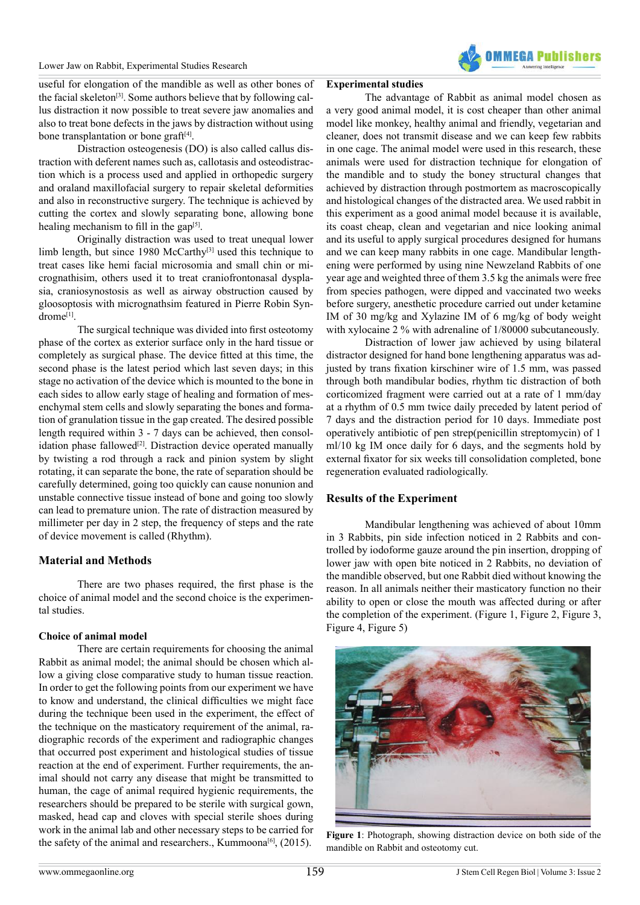useful for elongation of the mandible as well as other bones of the facial skeleton[3]. Some authors believe that by following callus distraction it now possible to treat severe jaw anomalies and also to treat bone defects in the jaws by distraction without using bone transplantation or bone graft[4].

Distraction osteogenesis (DO) is also called callus distraction with deferent names such as, callotasis and osteodistraction which is a process used and applied in orthopedic surgery and oraland maxillofacial surgery to repair skeletal deformities and also in reconstructive surgery. The technique is achieved by cutting the cortex and slowly separating bone, allowing bone healing mechanism to fill in the gap[5].

Originally distraction was used to treat unequal lower limb length, but since 1980 McCarthy[3] used this technique to treat cases like hemi facial microsomia and small chin or micrognathisim, others used it to treat craniofrontonasal dysplasia, craniosynostosis as well as airway obstruction caused by gloosoptosis with micrognathsim featured in Pierre Robin Syndrome[1].

The surgical technique was divided into first osteotomy phase of the cortex as exterior surface only in the hard tissue or completely as surgical phase. The device fitted at this time, the second phase is the latest period which last seven days; in this stage no activation of the device which is mounted to the bone in each sides to allow early stage of healing and formation of mesenchymal stem cells and slowly separating the bones and formation of granulation tissue in the gap created. The desired possible length required within 3 - 7 days can be achieved, then consolidation phase fallowed[2]. Distraction device operated manually by twisting a rod through a rack and pinion system by slight rotating, it can separate the bone, the rate of separation should be carefully determined, going too quickly can cause nonunion and unstable connective tissue instead of bone and going too slowly can lead to premature union. The rate of distraction measured by millimeter per day in 2 step, the frequency of steps and the rate of device movement is called (Rhythm).

## Material and Methods

There are two phases required, the first phase is the choice of animal model and the second choice is the experimental studies.

### Choice of animal model

There are certain requirements for choosing the animal Rabbit as animal model; the animal should be chosen which allow a giving close comparative study to human tissue reaction. In order to get the following points from our experiment we have to know and understand, the clinical difficulties we might face during the technique been used in the experiment, the effect of the technique on the masticatory requirement of the animal, radiographic records of the experiment and radiographic changes that occurred post experiment and histological studies of tissue reaction at the end of experiment. Further requirements, the animal should not carry any disease that might be transmitted to human, the cage of animal required hygienic requirements, the researchers should be prepared to be sterile with surgical gown, masked, head cap and cloves with special sterile shoes during work in the animal lab and other necessary steps to be carried for the safety of the animal and researchers., Kummoona[6], (2015).

### Experimental studies

The advantage of Rabbit as animal model chosen as a very good animal model, it is cost cheaper than other animal model like monkey, healthy animal and friendly, vegetarian and cleaner, does not transmit disease and we can keep few rabbits in one cage. The animal model were used in this research, these animals were used for distraction technique for elongation of the mandible and to study the boney structural changes that achieved by distraction through postmortem as macroscopically and histological changes of the distracted area. We used rabbit in this experiment as a good animal model because it is available, its coast cheap, clean and vegetarian and nice looking animal and its useful to apply surgical procedures designed for humans and we can keep many rabbits in one cage. Mandibular lengthening were performed by using nine Newzeland Rabbits of one year age and weighted three of them 3.5 kg the animals were free from species pathogen, were dipped and vaccinated two weeks before surgery, anesthetic procedure carried out under ketamine IM of 30 mg/kg and Xylazine IM of 6 mg/kg of body weight with xylocaine 2 % with adrenaline of 1/80000 subcutaneously.

Distraction of lower jaw achieved by using bilateral distractor designed for hand bone lengthening apparatus was adjusted by trans fixation kirschiner wire of 1.5 mm, was passed through both mandibular bodies, rhythm tic distraction of both corticomized fragment were carried out at a rate of 1 mm/day at a rhythm of 0.5 mm twice daily preceded by latent period of 7 days and the distraction period for 10 days. Immediate post operatively antibiotic of pen strep(penicillin streptomycin) of 1 ml/10 kg IM once daily for 6 days, and the segments hold by external fixator for six weeks till consolidation completed, bone regeneration evaluated radiologically.

## Results of the Experiment

Mandibular lengthening was achieved of about 10mm in 3 Rabbits, pin side infection noticed in 2 Rabbits and controlled by iodoforme gauze around the pin insertion, dropping of lower jaw with open bite noticed in 2 Rabbits, no deviation of the mandible observed, but one Rabbit died without knowing the reason. In all animals neither their masticatory function no their ability to open or close the mouth was affected during or after the completion of the experiment. (Figure 1, Figure 2, Figure 3, Figure 4, Figure 5)

**Figure 1**: Photograph, showing distraction device on both side of the mandible on Rabbit and osteotomy cut.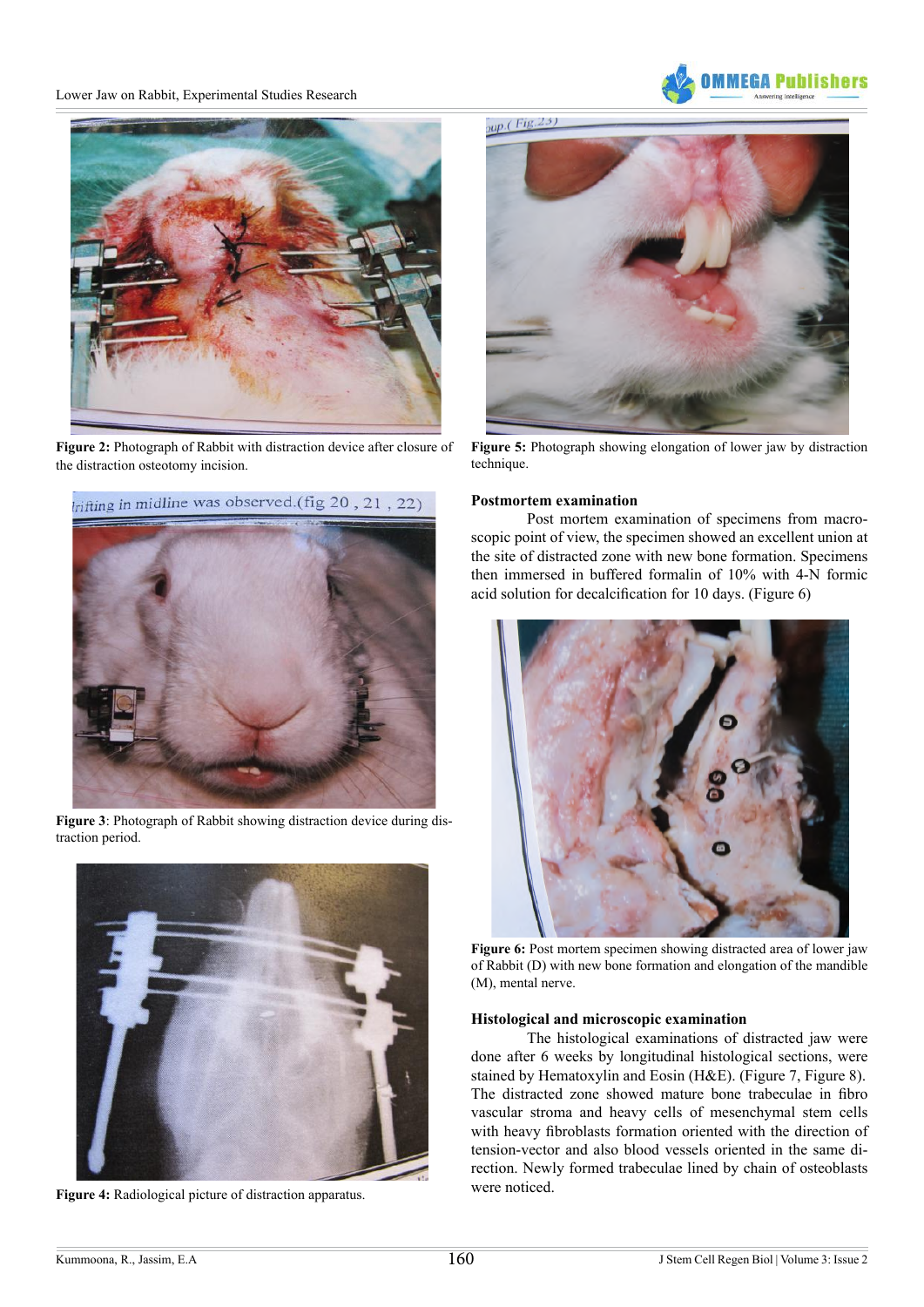Figure 2: Photograph of Rabbit with distraction device after closure of the distraction osteotomy incision.

Figure 3: Photograph of Rabbit showing distraction device during distraction period.

Figure 4: Radiological picture of distraction apparatus.

Figure 5: Photograph showing elongation of lower jaw by distraction technique.

### Postmortem examination

Post mortem examination of specimens from macroscopic point of view, the specimen showed an excellent union at the site of distracted zone with new bone formation. Specimens then immersed in buffered formalin of 10% with 4-N formic acid solution for decalcification for 10 days. (Figure 6)

Figure 6: Post mortem specimen showing distracted area of lower jaw of Rabbit (D) with new bone formation and elongation of the mandible (M), mental nerve.

### Histological and microscopic examination

The histological examinations of distracted jaw were done after 6 weeks by longitudinal histological sections, were stained by Hematoxylin and Eosin (H&E). (Figure 7, Figure 8). The distracted zone showed mature bone trabeculae in fibro vascular stroma and heavy cells of mesenchymal stem cells with heavy fibroblasts formation oriented with the direction of tension-vector and also blood vessels oriented in the same direction. Newly formed trabeculae lined by chain of osteoblasts were noticed.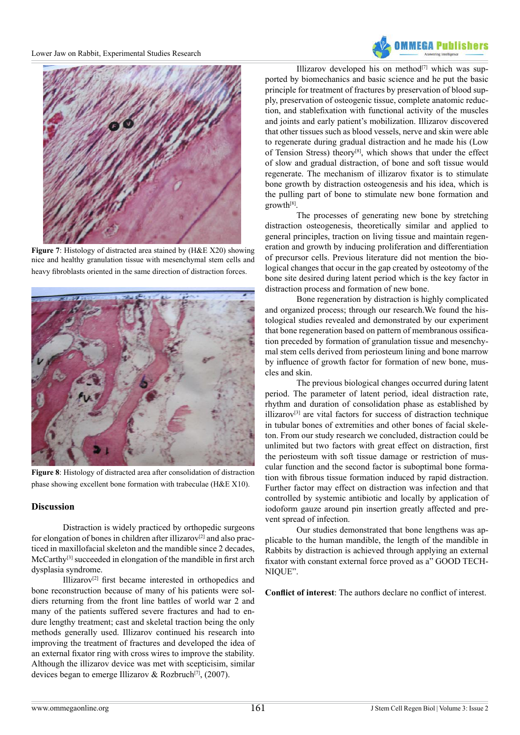**Figure 7**: Histology of distracted area stained by (H&E X20) showing nice and healthy granulation tissue with mesenchymal stem cells and heavy fibroblasts oriented in the same direction of distraction forces.

**Figure 8**: Histology of distracted area after consolidation of distraction phase showing excellent bone formation with trabeculae (H&E X10).

## Discussion

Distraction is widely practiced by orthopedic surgeons for elongation of bones in children after illizarov[2] and also practiced in maxillofacial skeleton and the mandible since 2 decades, McCarthy[3] succeeded in elongation of the mandible in first arch dysplasia syndrome.

Illizarov[2] first became interested in orthopedics and bone reconstruction because of many of his patients were soldiers returning from the front line battles of world war 2 and many of the patients suffered severe fractures and had to endure lengthy treatment; cast and skeletal traction being the only methods generally used. Illizarov continued his research into improving the treatment of fractures and developed the idea of an external fixator ring with cross wires to improve the stability. Although the illizarov device was met with scepticisim, similar devices began to emerge Illizarov & Rozbruch[7], (2007).

Illizarov developed his on method[7] which was supported by biomechanics and basic science and he put the basic principle for treatment of fractures by preservation of blood supply, preservation of osteogenic tissue, complete anatomic reduction, and stablefixation with functional activity of the muscles and joints and early patient's mobilization. Illizarov discovered that other tissues such as blood vessels, nerve and skin were able to regenerate during gradual distraction and he made his (Low of Tension Stress) theory[8], which shows that under the effect of slow and gradual distraction, of bone and soft tissue would regenerate. The mechanism of illizarov fixator is to stimulate bone growth by distraction osteogenesis and his idea, which is the pulling part of bone to stimulate new bone formation and growth[8].

The processes of generating new bone by stretching distraction osteogenesis, theoretically similar and applied to general principles, traction on living tissue and maintain regeneration and growth by inducing proliferation and differentiation of precursor cells. Previous literature did not mention the biological changes that occur in the gap created by osteotomy of the bone site desired during latent period which is the key factor in distraction process and formation of new bone.

Bone regeneration by distraction is highly complicated and organized process; through our research.We found the histological studies revealed and demonstrated by our experiment that bone regeneration based on pattern of membranous ossification preceded by formation of granulation tissue and mesenchymal stem cells derived from periosteum lining and bone marrow by influence of growth factor for formation of new bone, muscles and skin.

The previous biological changes occurred during latent period. The parameter of latent period, ideal distraction rate, rhythm and duration of consolidation phase as established by illizarov[3] are vital factors for success of distraction technique in tubular bones of extremities and other bones of facial skeleton. From our study research we concluded, distraction could be unlimited but two factors with great effect on distraction, first the periosteum with soft tissue damage or restriction of muscular function and the second factor is suboptimal bone formation with fibrous tissue formation induced by rapid distraction. Further factor may effect on distraction was infection and that controlled by systemic antibiotic and locally by application of iodoform gauze around pin insertion greatly affected and prevent spread of infection.

Our studies demonstrated that bone lengthens was applicable to the human mandible, the length of the mandible in Rabbits by distraction is achieved through applying an external fixator with constant external force proved as a" GOOD TECHNIQUE".

**Conflict of interest**: The authors declare no conflict of interest.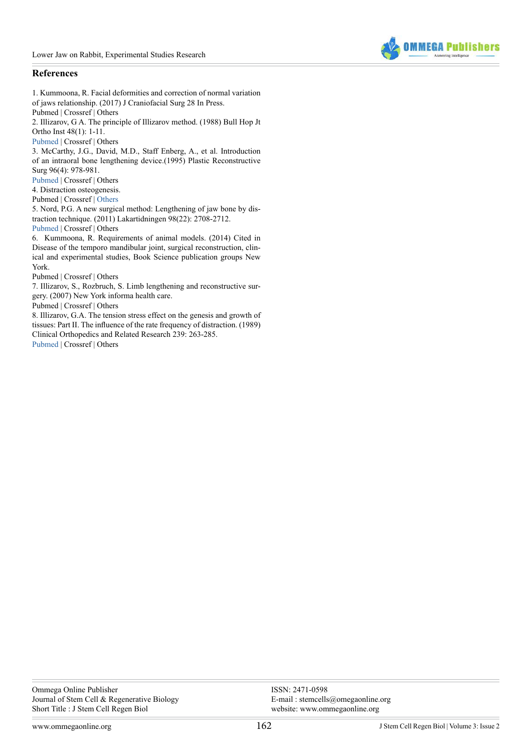## References

1. Kummoona, R. Facial deformities and correction of normal variation of jaws relationship. (2017) J Craniofacial Surg 28 In Press.
Pubmed | Crossref | Others
2. Illizarov, G A. The principle of Illizarov method. (1988) Bull Hop Jt Ortho Inst 48(1): 1-11.
Pubmed | Crossref | Others
3. McCarthy, J.G., David, M.D., Staff Enberg, A., et al. Introduction of an intraoral bone lengthening device.(1995) Plastic Reconstructive Surg 96(4): 978-981.
Pubmed | Crossref | Others
4. Distraction osteogenesis.
Pubmed | Crossref | Others
5. Nord, P.G. A new surgical method: Lengthening of jaw bone by distraction technique. (2011) Lakartidningen 98(22): 2708-2712.
Pubmed | Crossref | Others
6. Kummoona, R. Requirements of animal models. (2014) Cited in Disease of the temporo mandibular joint, surgical reconstruction, clinical and experimental studies, Book Science publication groups New York.
Pubmed | Crossref | Others
7. Illizarov, S., Rozbruch, S. Limb lengthening and reconstructive surgery. (2007) New York informa health care.
Pubmed | Crossref | Others
8. Illizarov, G.A. The tension stress effect on the genesis and growth of tissues: Part II. The influence of the rate frequency of distraction. (1989) Clinical Orthopedics and Related Research 239: 263-285.
Pubmed | Crossref | Others

Ommega Online Publisher
Journal of Stem Cell & Regenerative Biology
Short Title : J Stem Cell Regen Biol

ISSN: 2471-0598
E-mail : stemcells@omegaonline.org
website: www.ommegaonline.org